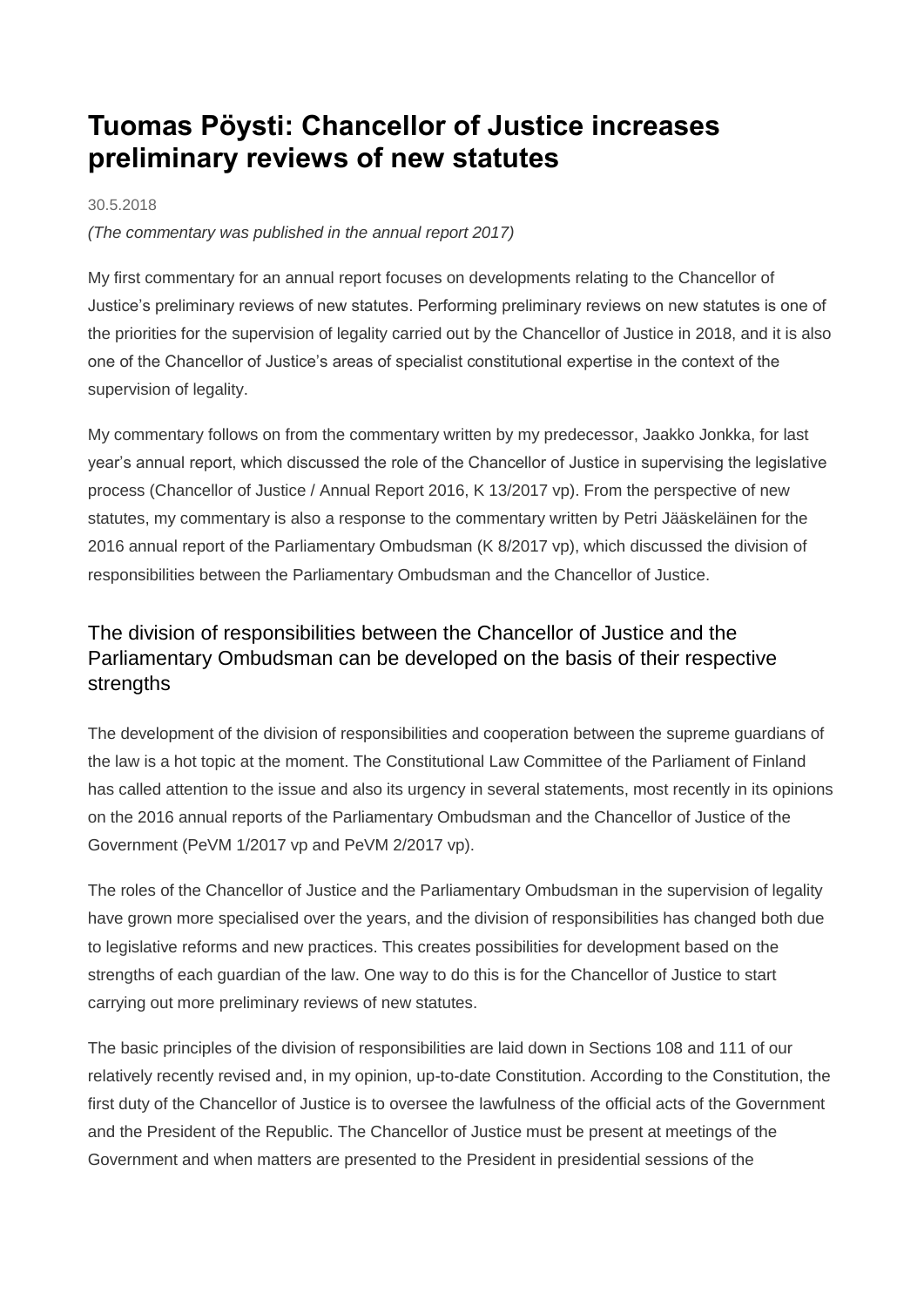# Tuomas Pöysti: Chancellor of Justice increases preliminary reviews of new statutes

30.5.2018

*(The commentary was published in the annual report 2017)*

My first commentary for an annual report focuses on developments relating to the Chancellor of Justice's preliminary reviews of new statutes. Performing preliminary reviews on new statutes is one of the priorities for the supervision of legality carried out by the Chancellor of Justice in 2018, and it is also one of the Chancellor of Justice's areas of specialist constitutional expertise in the context of the supervision of legality.

My commentary follows on from the commentary written by my predecessor, Jaakko Jonkka, for last year's annual report, which discussed the role of the Chancellor of Justice in supervising the legislative process (Chancellor of Justice / Annual Report 2016, K 13/2017 vp). From the perspective of new statutes, my commentary is also a response to the commentary written by Petri Jääskeläinen for the 2016 annual report of the Parliamentary Ombudsman (K 8/2017 vp), which discussed the division of responsibilities between the Parliamentary Ombudsman and the Chancellor of Justice.

## The division of responsibilities between the Chancellor of Justice and the Parliamentary Ombudsman can be developed on the basis of their respective strengths

The development of the division of responsibilities and cooperation between the supreme guardians of the law is a hot topic at the moment. The Constitutional Law Committee of the Parliament of Finland has called attention to the issue and also its urgency in several statements, most recently in its opinions on the 2016 annual reports of the Parliamentary Ombudsman and the Chancellor of Justice of the Government (PeVM 1/2017 vp and PeVM 2/2017 vp).

The roles of the Chancellor of Justice and the Parliamentary Ombudsman in the supervision of legality have grown more specialised over the years, and the division of responsibilities has changed both due to legislative reforms and new practices. This creates possibilities for development based on the strengths of each guardian of the law. One way to do this is for the Chancellor of Justice to start carrying out more preliminary reviews of new statutes.

The basic principles of the division of responsibilities are laid down in Sections 108 and 111 of our relatively recently revised and, in my opinion, up-to-date Constitution. According to the Constitution, the first duty of the Chancellor of Justice is to oversee the lawfulness of the official acts of the Government and the President of the Republic. The Chancellor of Justice must be present at meetings of the Government and when matters are presented to the President in presidential sessions of the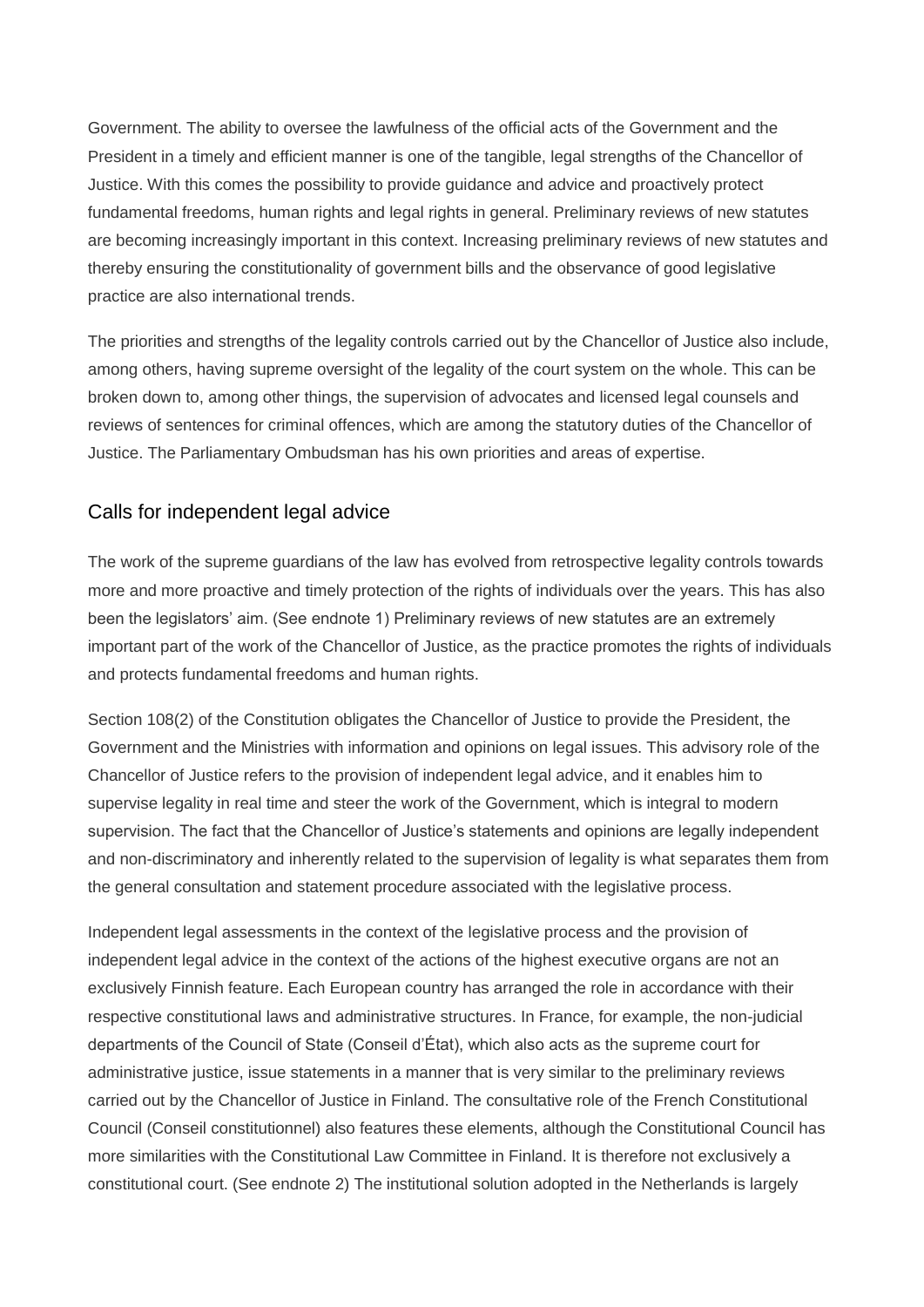Government. The ability to oversee the lawfulness of the official acts of the Government and the President in a timely and efficient manner is one of the tangible, legal strengths of the Chancellor of Justice. With this comes the possibility to provide guidance and advice and proactively protect fundamental freedoms, human rights and legal rights in general. Preliminary reviews of new statutes are becoming increasingly important in this context. Increasing preliminary reviews of new statutes and thereby ensuring the constitutionality of government bills and the observance of good legislative practice are also international trends.

The priorities and strengths of the legality controls carried out by the Chancellor of Justice also include, among others, having supreme oversight of the legality of the court system on the whole. This can be broken down to, among other things, the supervision of advocates and licensed legal counsels and reviews of sentences for criminal offences, which are among the statutory duties of the Chancellor of Justice. The Parliamentary Ombudsman has his own priorities and areas of expertise.

## Calls for independent legal advice

The work of the supreme guardians of the law has evolved from retrospective legality controls towards more and more proactive and timely protection of the rights of individuals over the years. This has also been the legislators' aim. (See endnote 1) Preliminary reviews of new statutes are an extremely important part of the work of the Chancellor of Justice, as the practice promotes the rights of individuals and protects fundamental freedoms and human rights.

Section 108(2) of the Constitution obligates the Chancellor of Justice to provide the President, the Government and the Ministries with information and opinions on legal issues. This advisory role of the Chancellor of Justice refers to the provision of independent legal advice, and it enables him to supervise legality in real time and steer the work of the Government, which is integral to modern supervision. The fact that the Chancellor of Justice's statements and opinions are legally independent and non-discriminatory and inherently related to the supervision of legality is what separates them from the general consultation and statement procedure associated with the legislative process.

Independent legal assessments in the context of the legislative process and the provision of independent legal advice in the context of the actions of the highest executive organs are not an exclusively Finnish feature. Each European country has arranged the role in accordance with their respective constitutional laws and administrative structures. In France, for example, the non-judicial departments of the Council of State (Conseil d'État), which also acts as the supreme court for administrative justice, issue statements in a manner that is very similar to the preliminary reviews carried out by the Chancellor of Justice in Finland. The consultative role of the French Constitutional Council (Conseil constitutionnel) also features these elements, although the Constitutional Council has more similarities with the Constitutional Law Committee in Finland. It is therefore not exclusively a constitutional court. (See endnote 2) The institutional solution adopted in the Netherlands is largely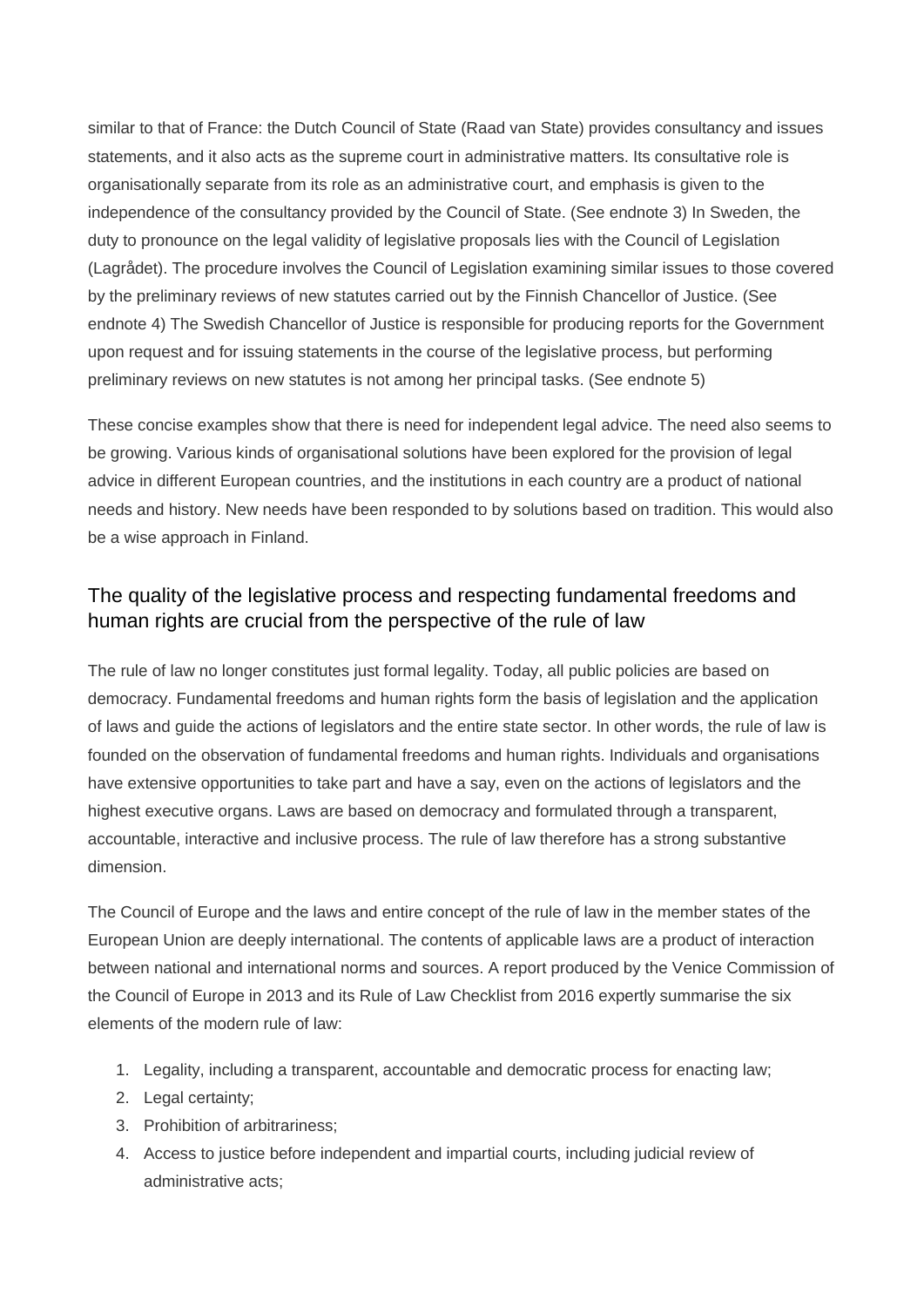similar to that of France: the Dutch Council of State (Raad van State) provides consultancy and issues statements, and it also acts as the supreme court in administrative matters. Its consultative role is organisationally separate from its role as an administrative court, and emphasis is given to the independence of the consultancy provided by the Council of State. (See endnote 3) In Sweden, the duty to pronounce on the legal validity of legislative proposals lies with the Council of Legislation (Lagrådet). The procedure involves the Council of Legislation examining similar issues to those covered by the preliminary reviews of new statutes carried out by the Finnish Chancellor of Justice. (See endnote 4) The Swedish Chancellor of Justice is responsible for producing reports for the Government upon request and for issuing statements in the course of the legislative process, but performing preliminary reviews on new statutes is not among her principal tasks. (See endnote 5)

These concise examples show that there is need for independent legal advice. The need also seems to be growing. Various kinds of organisational solutions have been explored for the provision of legal advice in different European countries, and the institutions in each country are a product of national needs and history. New needs have been responded to by solutions based on tradition. This would also be a wise approach in Finland.

## The quality of the legislative process and respecting fundamental freedoms and human rights are crucial from the perspective of the rule of law

The rule of law no longer constitutes just formal legality. Today, all public policies are based on democracy. Fundamental freedoms and human rights form the basis of legislation and the application of laws and guide the actions of legislators and the entire state sector. In other words, the rule of law is founded on the observation of fundamental freedoms and human rights. Individuals and organisations have extensive opportunities to take part and have a say, even on the actions of legislators and the highest executive organs. Laws are based on democracy and formulated through a transparent, accountable, interactive and inclusive process. The rule of law therefore has a strong substantive dimension.

The Council of Europe and the laws and entire concept of the rule of law in the member states of the European Union are deeply international. The contents of applicable laws are a product of interaction between national and international norms and sources. A report produced by the Venice Commission of the Council of Europe in 2013 and its Rule of Law Checklist from 2016 expertly summarise the six elements of the modern rule of law:

1. Legality, including a transparent, accountable and democratic process for enacting law;
2. Legal certainty;
3. Prohibition of arbitrariness;
4. Access to justice before independent and impartial courts, including judicial review of administrative acts;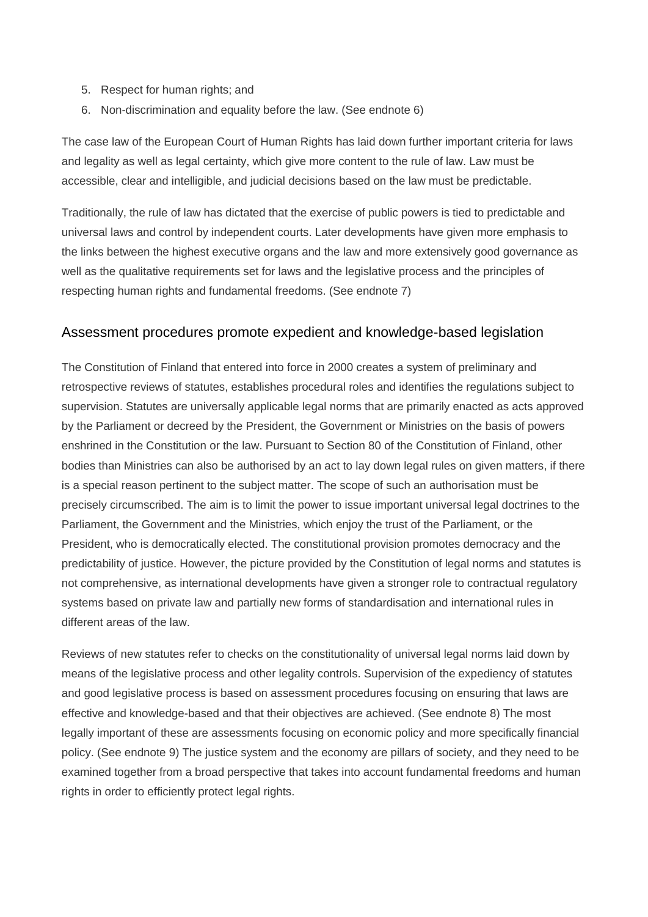5. Respect for human rights; and
6. Non-discrimination and equality before the law. (See endnote 6)

The case law of the European Court of Human Rights has laid down further important criteria for laws and legality as well as legal certainty, which give more content to the rule of law. Law must be accessible, clear and intelligible, and judicial decisions based on the law must be predictable.

Traditionally, the rule of law has dictated that the exercise of public powers is tied to predictable and universal laws and control by independent courts. Later developments have given more emphasis to the links between the highest executive organs and the law and more extensively good governance as well as the qualitative requirements set for laws and the legislative process and the principles of respecting human rights and fundamental freedoms. (See endnote 7)

## Assessment procedures promote expedient and knowledge-based legislation

The Constitution of Finland that entered into force in 2000 creates a system of preliminary and retrospective reviews of statutes, establishes procedural roles and identifies the regulations subject to supervision. Statutes are universally applicable legal norms that are primarily enacted as acts approved by the Parliament or decreed by the President, the Government or Ministries on the basis of powers enshrined in the Constitution or the law. Pursuant to Section 80 of the Constitution of Finland, other bodies than Ministries can also be authorised by an act to lay down legal rules on given matters, if there is a special reason pertinent to the subject matter. The scope of such an authorisation must be precisely circumscribed. The aim is to limit the power to issue important universal legal doctrines to the Parliament, the Government and the Ministries, which enjoy the trust of the Parliament, or the President, who is democratically elected. The constitutional provision promotes democracy and the predictability of justice. However, the picture provided by the Constitution of legal norms and statutes is not comprehensive, as international developments have given a stronger role to contractual regulatory systems based on private law and partially new forms of standardisation and international rules in different areas of the law.

Reviews of new statutes refer to checks on the constitutionality of universal legal norms laid down by means of the legislative process and other legality controls. Supervision of the expediency of statutes and good legislative process is based on assessment procedures focusing on ensuring that laws are effective and knowledge-based and that their objectives are achieved. (See endnote 8) The most legally important of these are assessments focusing on economic policy and more specifically financial policy. (See endnote 9) The justice system and the economy are pillars of society, and they need to be examined together from a broad perspective that takes into account fundamental freedoms and human rights in order to efficiently protect legal rights.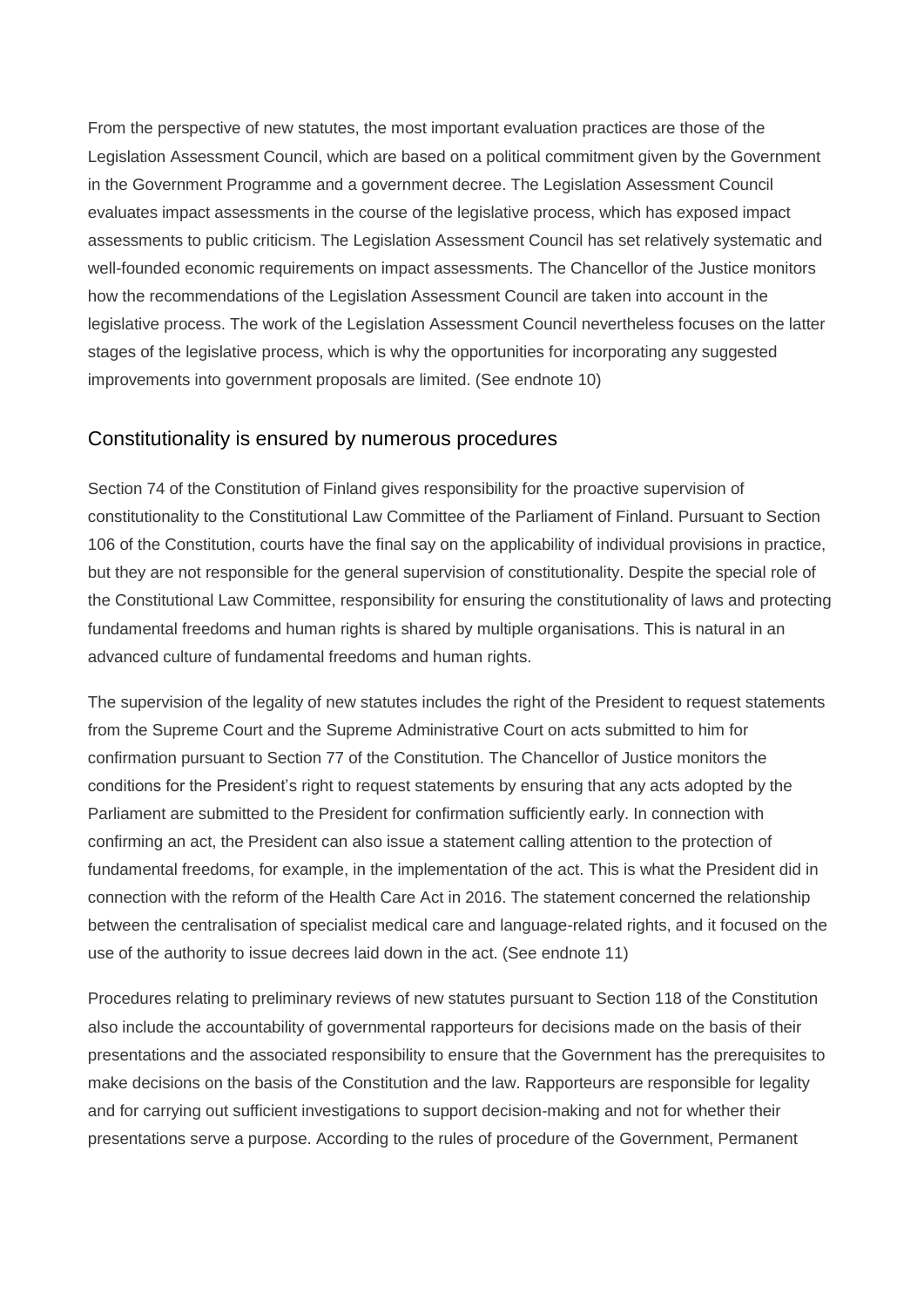From the perspective of new statutes, the most important evaluation practices are those of the Legislation Assessment Council, which are based on a political commitment given by the Government in the Government Programme and a government decree. The Legislation Assessment Council evaluates impact assessments in the course of the legislative process, which has exposed impact assessments to public criticism. The Legislation Assessment Council has set relatively systematic and well-founded economic requirements on impact assessments. The Chancellor of the Justice monitors how the recommendations of the Legislation Assessment Council are taken into account in the legislative process. The work of the Legislation Assessment Council nevertheless focuses on the latter stages of the legislative process, which is why the opportunities for incorporating any suggested improvements into government proposals are limited. (See endnote 10)

## Constitutionality is ensured by numerous procedures

Section 74 of the Constitution of Finland gives responsibility for the proactive supervision of constitutionality to the Constitutional Law Committee of the Parliament of Finland. Pursuant to Section 106 of the Constitution, courts have the final say on the applicability of individual provisions in practice, but they are not responsible for the general supervision of constitutionality. Despite the special role of the Constitutional Law Committee, responsibility for ensuring the constitutionality of laws and protecting fundamental freedoms and human rights is shared by multiple organisations. This is natural in an advanced culture of fundamental freedoms and human rights.

The supervision of the legality of new statutes includes the right of the President to request statements from the Supreme Court and the Supreme Administrative Court on acts submitted to him for confirmation pursuant to Section 77 of the Constitution. The Chancellor of Justice monitors the conditions for the President's right to request statements by ensuring that any acts adopted by the Parliament are submitted to the President for confirmation sufficiently early. In connection with confirming an act, the President can also issue a statement calling attention to the protection of fundamental freedoms, for example, in the implementation of the act. This is what the President did in connection with the reform of the Health Care Act in 2016. The statement concerned the relationship between the centralisation of specialist medical care and language-related rights, and it focused on the use of the authority to issue decrees laid down in the act. (See endnote 11)

Procedures relating to preliminary reviews of new statutes pursuant to Section 118 of the Constitution also include the accountability of governmental rapporteurs for decisions made on the basis of their presentations and the associated responsibility to ensure that the Government has the prerequisites to make decisions on the basis of the Constitution and the law. Rapporteurs are responsible for legality and for carrying out sufficient investigations to support decision-making and not for whether their presentations serve a purpose. According to the rules of procedure of the Government, Permanent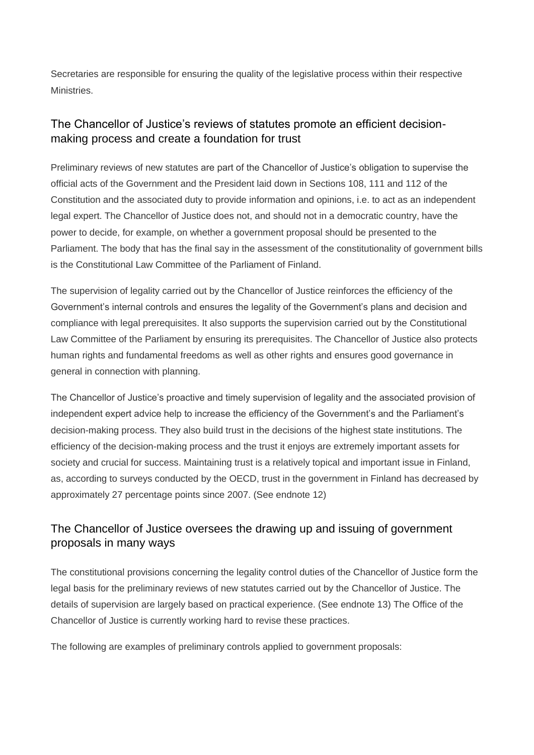Secretaries are responsible for ensuring the quality of the legislative process within their respective Ministries.

## The Chancellor of Justice's reviews of statutes promote an efficient decision-making process and create a foundation for trust

Preliminary reviews of new statutes are part of the Chancellor of Justice's obligation to supervise the official acts of the Government and the President laid down in Sections 108, 111 and 112 of the Constitution and the associated duty to provide information and opinions, i.e. to act as an independent legal expert. The Chancellor of Justice does not, and should not in a democratic country, have the power to decide, for example, on whether a government proposal should be presented to the Parliament. The body that has the final say in the assessment of the constitutionality of government bills is the Constitutional Law Committee of the Parliament of Finland.

The supervision of legality carried out by the Chancellor of Justice reinforces the efficiency of the Government's internal controls and ensures the legality of the Government's plans and decision and compliance with legal prerequisites. It also supports the supervision carried out by the Constitutional Law Committee of the Parliament by ensuring its prerequisites. The Chancellor of Justice also protects human rights and fundamental freedoms as well as other rights and ensures good governance in general in connection with planning.

The Chancellor of Justice's proactive and timely supervision of legality and the associated provision of independent expert advice help to increase the efficiency of the Government's and the Parliament's decision-making process. They also build trust in the decisions of the highest state institutions. The efficiency of the decision-making process and the trust it enjoys are extremely important assets for society and crucial for success. Maintaining trust is a relatively topical and important issue in Finland, as, according to surveys conducted by the OECD, trust in the government in Finland has decreased by approximately 27 percentage points since 2007. (See endnote 12)

## The Chancellor of Justice oversees the drawing up and issuing of government proposals in many ways

The constitutional provisions concerning the legality control duties of the Chancellor of Justice form the legal basis for the preliminary reviews of new statutes carried out by the Chancellor of Justice. The details of supervision are largely based on practical experience. (See endnote 13) The Office of the Chancellor of Justice is currently working hard to revise these practices.

The following are examples of preliminary controls applied to government proposals: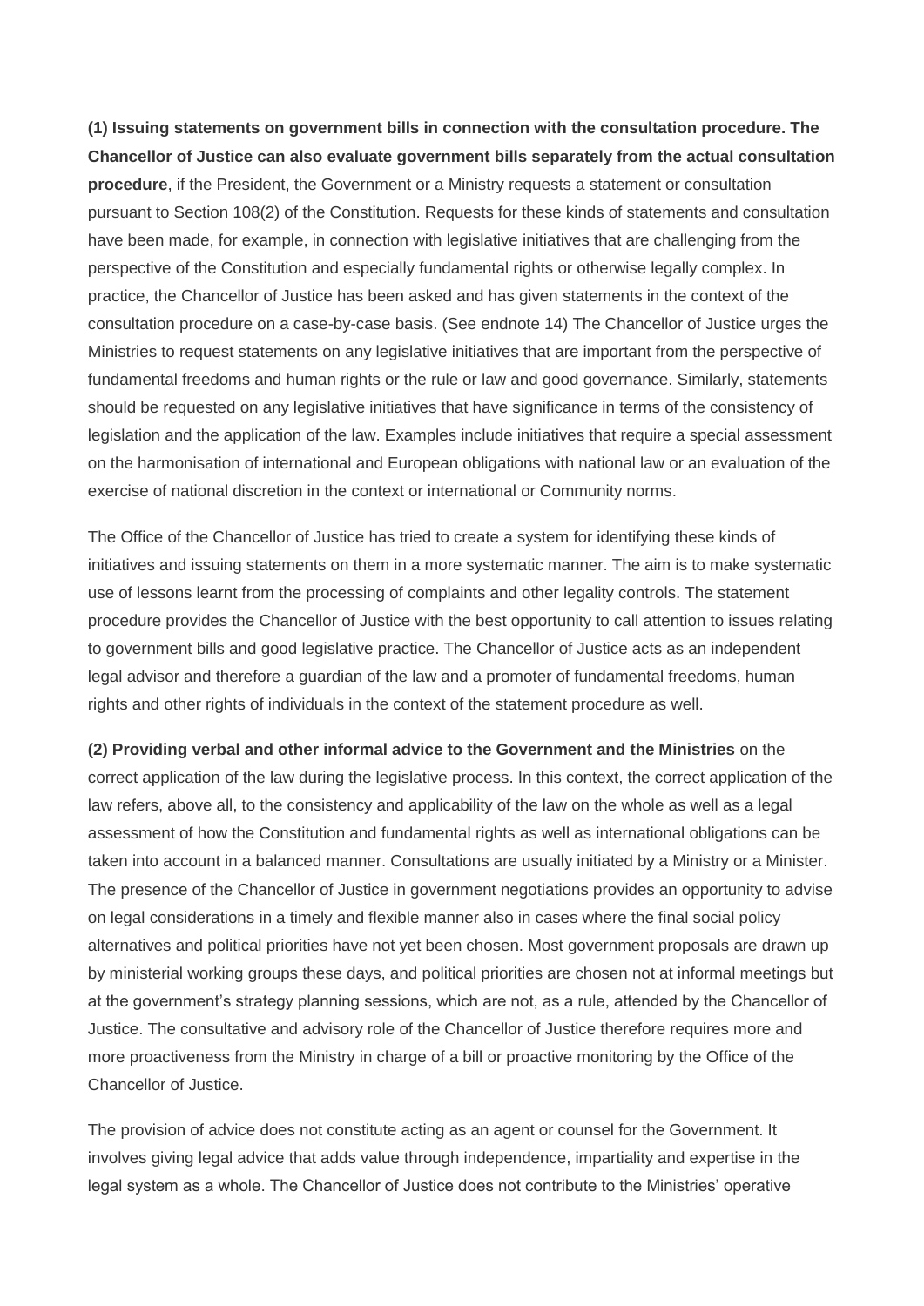**(1) Issuing statements on government bills in connection with the consultation procedure. The Chancellor of Justice can also evaluate government bills separately from the actual consultation procedure**, if the President, the Government or a Ministry requests a statement or consultation pursuant to Section 108(2) of the Constitution. Requests for these kinds of statements and consultation have been made, for example, in connection with legislative initiatives that are challenging from the perspective of the Constitution and especially fundamental rights or otherwise legally complex. In practice, the Chancellor of Justice has been asked and has given statements in the context of the consultation procedure on a case-by-case basis. (See endnote 14) The Chancellor of Justice urges the Ministries to request statements on any legislative initiatives that are important from the perspective of fundamental freedoms and human rights or the rule or law and good governance. Similarly, statements should be requested on any legislative initiatives that have significance in terms of the consistency of legislation and the application of the law. Examples include initiatives that require a special assessment on the harmonisation of international and European obligations with national law or an evaluation of the exercise of national discretion in the context or international or Community norms.

The Office of the Chancellor of Justice has tried to create a system for identifying these kinds of initiatives and issuing statements on them in a more systematic manner. The aim is to make systematic use of lessons learnt from the processing of complaints and other legality controls. The statement procedure provides the Chancellor of Justice with the best opportunity to call attention to issues relating to government bills and good legislative practice. The Chancellor of Justice acts as an independent legal advisor and therefore a guardian of the law and a promoter of fundamental freedoms, human rights and other rights of individuals in the context of the statement procedure as well.

**(2) Providing verbal and other informal advice to the Government and the Ministries** on the correct application of the law during the legislative process. In this context, the correct application of the law refers, above all, to the consistency and applicability of the law on the whole as well as a legal assessment of how the Constitution and fundamental rights as well as international obligations can be taken into account in a balanced manner. Consultations are usually initiated by a Ministry or a Minister. The presence of the Chancellor of Justice in government negotiations provides an opportunity to advise on legal considerations in a timely and flexible manner also in cases where the final social policy alternatives and political priorities have not yet been chosen. Most government proposals are drawn up by ministerial working groups these days, and political priorities are chosen not at informal meetings but at the government's strategy planning sessions, which are not, as a rule, attended by the Chancellor of Justice. The consultative and advisory role of the Chancellor of Justice therefore requires more and more proactiveness from the Ministry in charge of a bill or proactive monitoring by the Office of the Chancellor of Justice.

The provision of advice does not constitute acting as an agent or counsel for the Government. It involves giving legal advice that adds value through independence, impartiality and expertise in the legal system as a whole. The Chancellor of Justice does not contribute to the Ministries' operative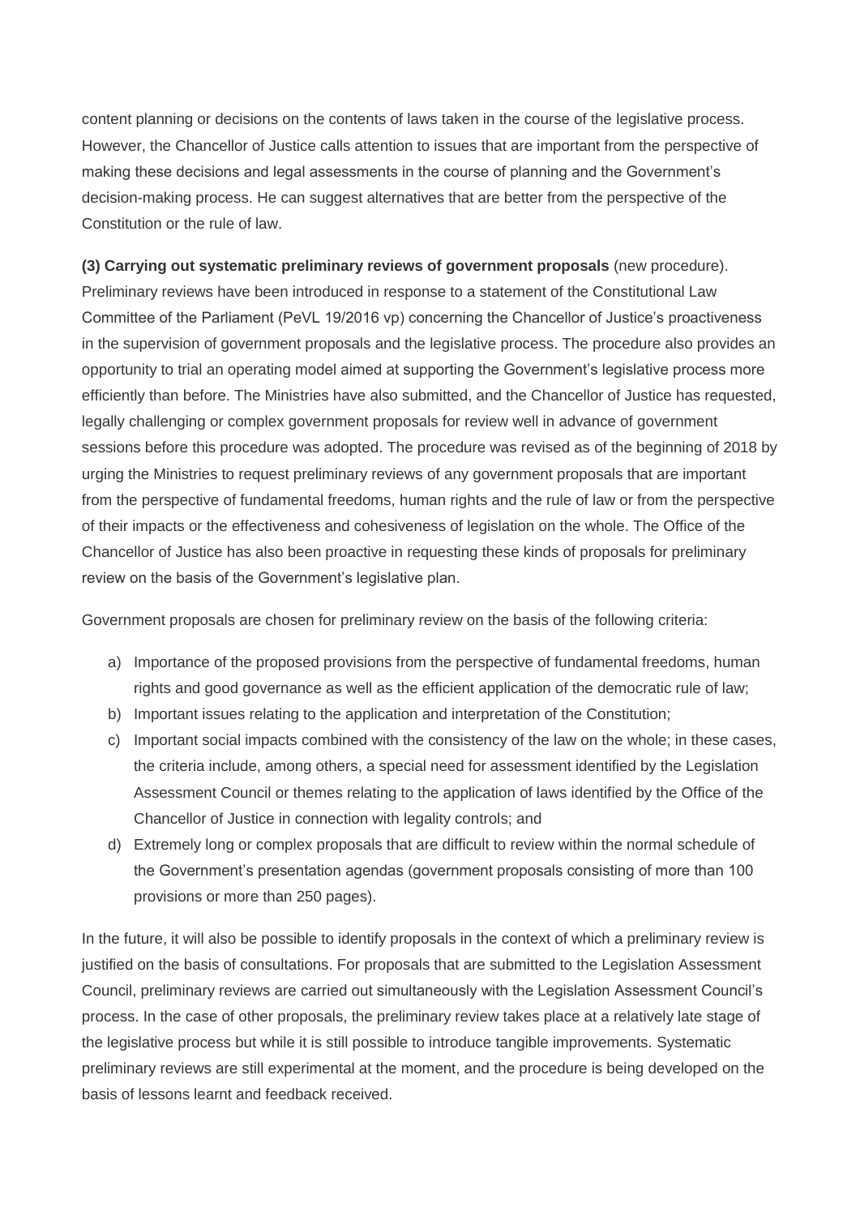content planning or decisions on the contents of laws taken in the course of the legislative process. However, the Chancellor of Justice calls attention to issues that are important from the perspective of making these decisions and legal assessments in the course of planning and the Government's decision-making process. He can suggest alternatives that are better from the perspective of the Constitution or the rule of law.

**(3) Carrying out systematic preliminary reviews of government proposals** (new procedure). Preliminary reviews have been introduced in response to a statement of the Constitutional Law Committee of the Parliament (PeVL 19/2016 vp) concerning the Chancellor of Justice's proactiveness in the supervision of government proposals and the legislative process. The procedure also provides an opportunity to trial an operating model aimed at supporting the Government's legislative process more efficiently than before. The Ministries have also submitted, and the Chancellor of Justice has requested, legally challenging or complex government proposals for review well in advance of government sessions before this procedure was adopted. The procedure was revised as of the beginning of 2018 by urging the Ministries to request preliminary reviews of any government proposals that are important from the perspective of fundamental freedoms, human rights and the rule of law or from the perspective of their impacts or the effectiveness and cohesiveness of legislation on the whole. The Office of the Chancellor of Justice has also been proactive in requesting these kinds of proposals for preliminary review on the basis of the Government's legislative plan.

Government proposals are chosen for preliminary review on the basis of the following criteria:

a) Importance of the proposed provisions from the perspective of fundamental freedoms, human rights and good governance as well as the efficient application of the democratic rule of law;
b) Important issues relating to the application and interpretation of the Constitution;
c) Important social impacts combined with the consistency of the law on the whole; in these cases, the criteria include, among others, a special need for assessment identified by the Legislation Assessment Council or themes relating to the application of laws identified by the Office of the Chancellor of Justice in connection with legality controls; and
d) Extremely long or complex proposals that are difficult to review within the normal schedule of the Government's presentation agendas (government proposals consisting of more than 100 provisions or more than 250 pages).

In the future, it will also be possible to identify proposals in the context of which a preliminary review is justified on the basis of consultations. For proposals that are submitted to the Legislation Assessment Council, preliminary reviews are carried out simultaneously with the Legislation Assessment Council's process. In the case of other proposals, the preliminary review takes place at a relatively late stage of the legislative process but while it is still possible to introduce tangible improvements. Systematic preliminary reviews are still experimental at the moment, and the procedure is being developed on the basis of lessons learnt and feedback received.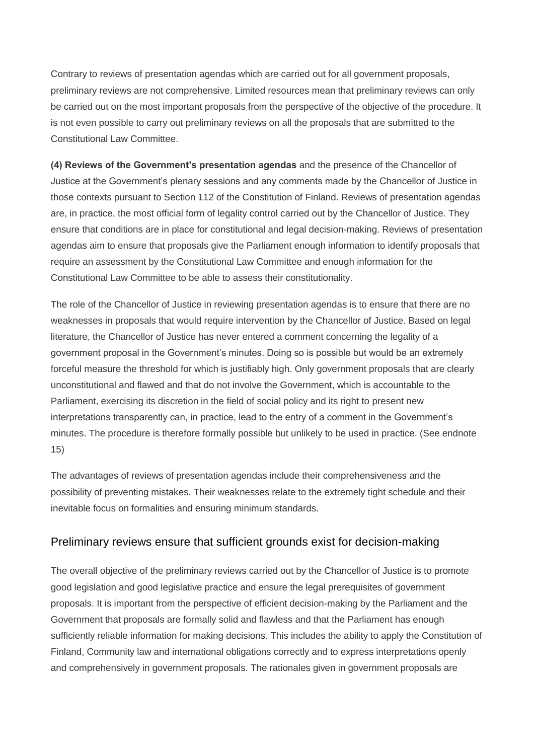Contrary to reviews of presentation agendas which are carried out for all government proposals, preliminary reviews are not comprehensive. Limited resources mean that preliminary reviews can only be carried out on the most important proposals from the perspective of the objective of the procedure. It is not even possible to carry out preliminary reviews on all the proposals that are submitted to the Constitutional Law Committee.

**(4) Reviews of the Government's presentation agendas** and the presence of the Chancellor of Justice at the Government's plenary sessions and any comments made by the Chancellor of Justice in those contexts pursuant to Section 112 of the Constitution of Finland. Reviews of presentation agendas are, in practice, the most official form of legality control carried out by the Chancellor of Justice. They ensure that conditions are in place for constitutional and legal decision-making. Reviews of presentation agendas aim to ensure that proposals give the Parliament enough information to identify proposals that require an assessment by the Constitutional Law Committee and enough information for the Constitutional Law Committee to be able to assess their constitutionality.

The role of the Chancellor of Justice in reviewing presentation agendas is to ensure that there are no weaknesses in proposals that would require intervention by the Chancellor of Justice. Based on legal literature, the Chancellor of Justice has never entered a comment concerning the legality of a government proposal in the Government's minutes. Doing so is possible but would be an extremely forceful measure the threshold for which is justifiably high. Only government proposals that are clearly unconstitutional and flawed and that do not involve the Government, which is accountable to the Parliament, exercising its discretion in the field of social policy and its right to present new interpretations transparently can, in practice, lead to the entry of a comment in the Government's minutes. The procedure is therefore formally possible but unlikely to be used in practice. (See endnote 15)

The advantages of reviews of presentation agendas include their comprehensiveness and the possibility of preventing mistakes. Their weaknesses relate to the extremely tight schedule and their inevitable focus on formalities and ensuring minimum standards.

## Preliminary reviews ensure that sufficient grounds exist for decision-making

The overall objective of the preliminary reviews carried out by the Chancellor of Justice is to promote good legislation and good legislative practice and ensure the legal prerequisites of government proposals. It is important from the perspective of efficient decision-making by the Parliament and the Government that proposals are formally solid and flawless and that the Parliament has enough sufficiently reliable information for making decisions. This includes the ability to apply the Constitution of Finland, Community law and international obligations correctly and to express interpretations openly and comprehensively in government proposals. The rationales given in government proposals are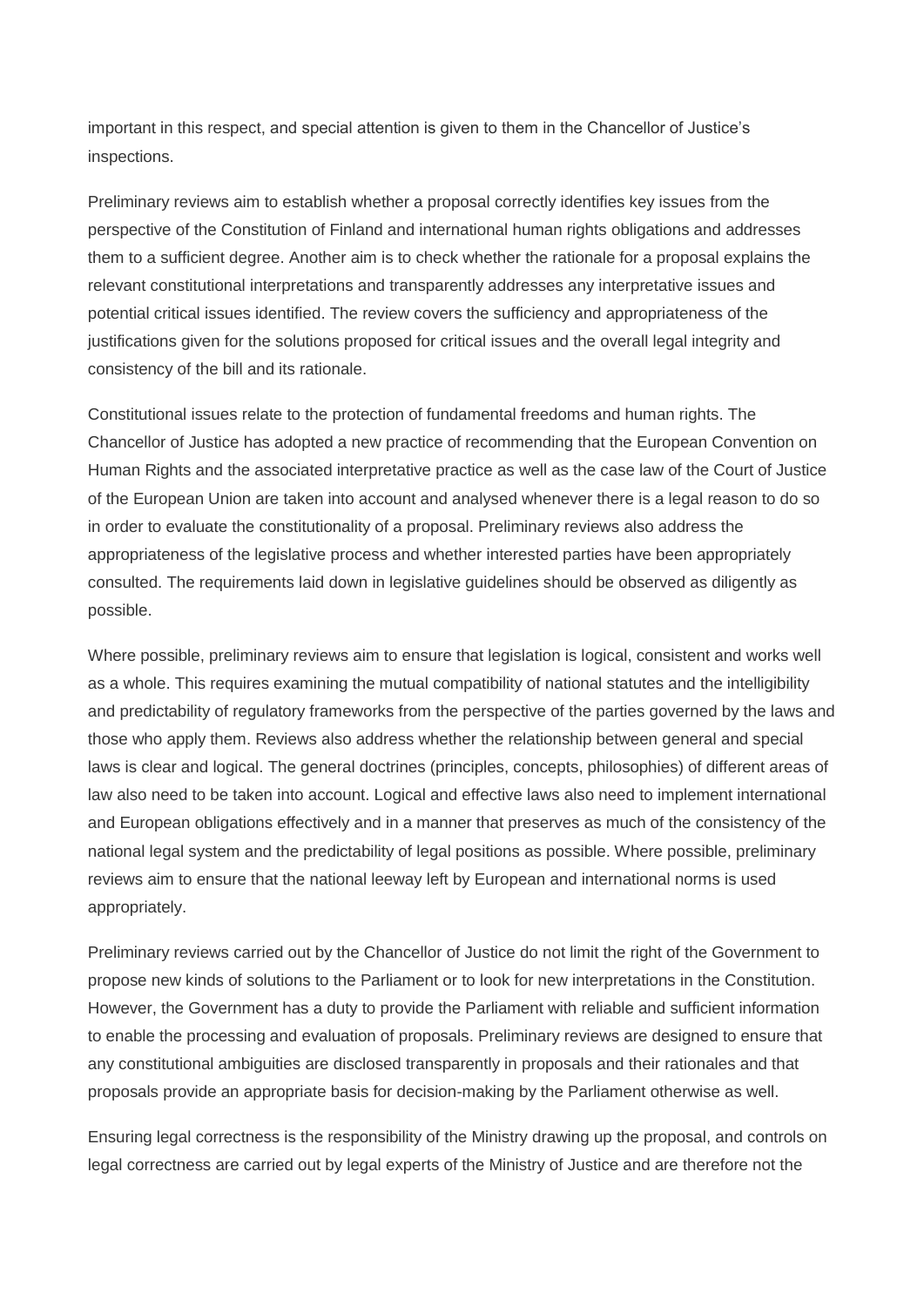important in this respect, and special attention is given to them in the Chancellor of Justice's inspections.

Preliminary reviews aim to establish whether a proposal correctly identifies key issues from the perspective of the Constitution of Finland and international human rights obligations and addresses them to a sufficient degree. Another aim is to check whether the rationale for a proposal explains the relevant constitutional interpretations and transparently addresses any interpretative issues and potential critical issues identified. The review covers the sufficiency and appropriateness of the justifications given for the solutions proposed for critical issues and the overall legal integrity and consistency of the bill and its rationale.

Constitutional issues relate to the protection of fundamental freedoms and human rights. The Chancellor of Justice has adopted a new practice of recommending that the European Convention on Human Rights and the associated interpretative practice as well as the case law of the Court of Justice of the European Union are taken into account and analysed whenever there is a legal reason to do so in order to evaluate the constitutionality of a proposal. Preliminary reviews also address the appropriateness of the legislative process and whether interested parties have been appropriately consulted. The requirements laid down in legislative guidelines should be observed as diligently as possible.

Where possible, preliminary reviews aim to ensure that legislation is logical, consistent and works well as a whole. This requires examining the mutual compatibility of national statutes and the intelligibility and predictability of regulatory frameworks from the perspective of the parties governed by the laws and those who apply them. Reviews also address whether the relationship between general and special laws is clear and logical. The general doctrines (principles, concepts, philosophies) of different areas of law also need to be taken into account. Logical and effective laws also need to implement international and European obligations effectively and in a manner that preserves as much of the consistency of the national legal system and the predictability of legal positions as possible. Where possible, preliminary reviews aim to ensure that the national leeway left by European and international norms is used appropriately.

Preliminary reviews carried out by the Chancellor of Justice do not limit the right of the Government to propose new kinds of solutions to the Parliament or to look for new interpretations in the Constitution. However, the Government has a duty to provide the Parliament with reliable and sufficient information to enable the processing and evaluation of proposals. Preliminary reviews are designed to ensure that any constitutional ambiguities are disclosed transparently in proposals and their rationales and that proposals provide an appropriate basis for decision-making by the Parliament otherwise as well.

Ensuring legal correctness is the responsibility of the Ministry drawing up the proposal, and controls on legal correctness are carried out by legal experts of the Ministry of Justice and are therefore not the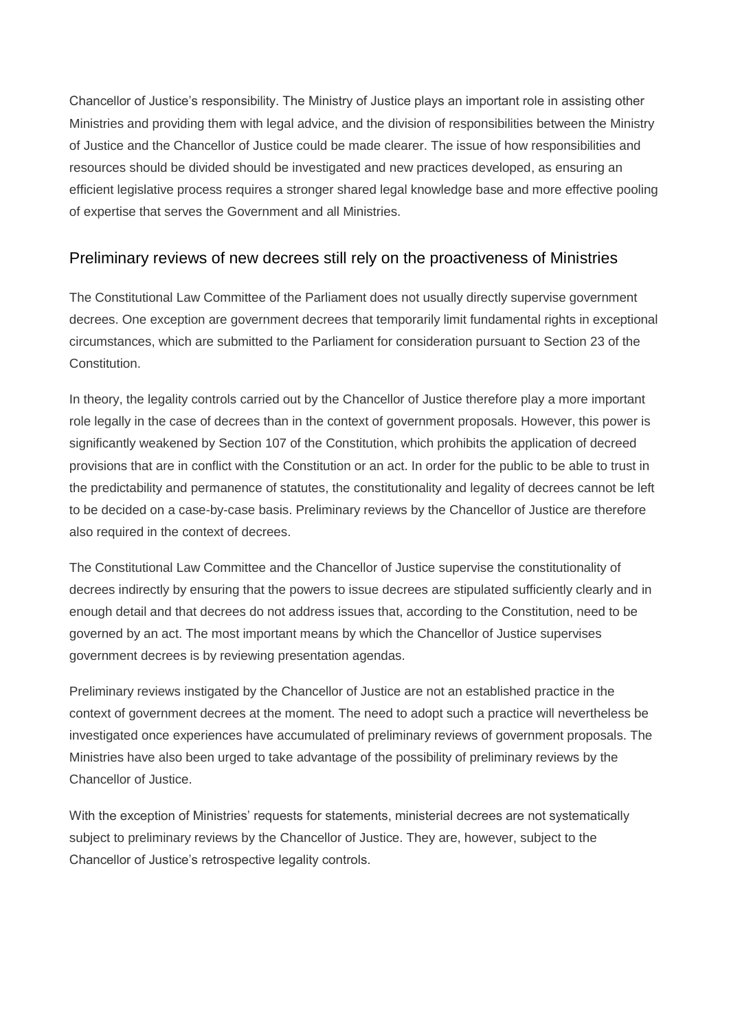Chancellor of Justice's responsibility. The Ministry of Justice plays an important role in assisting other Ministries and providing them with legal advice, and the division of responsibilities between the Ministry of Justice and the Chancellor of Justice could be made clearer. The issue of how responsibilities and resources should be divided should be investigated and new practices developed, as ensuring an efficient legislative process requires a stronger shared legal knowledge base and more effective pooling of expertise that serves the Government and all Ministries.

## Preliminary reviews of new decrees still rely on the proactiveness of Ministries

The Constitutional Law Committee of the Parliament does not usually directly supervise government decrees. One exception are government decrees that temporarily limit fundamental rights in exceptional circumstances, which are submitted to the Parliament for consideration pursuant to Section 23 of the Constitution.

In theory, the legality controls carried out by the Chancellor of Justice therefore play a more important role legally in the case of decrees than in the context of government proposals. However, this power is significantly weakened by Section 107 of the Constitution, which prohibits the application of decreed provisions that are in conflict with the Constitution or an act. In order for the public to be able to trust in the predictability and permanence of statutes, the constitutionality and legality of decrees cannot be left to be decided on a case-by-case basis. Preliminary reviews by the Chancellor of Justice are therefore also required in the context of decrees.

The Constitutional Law Committee and the Chancellor of Justice supervise the constitutionality of decrees indirectly by ensuring that the powers to issue decrees are stipulated sufficiently clearly and in enough detail and that decrees do not address issues that, according to the Constitution, need to be governed by an act. The most important means by which the Chancellor of Justice supervises government decrees is by reviewing presentation agendas.

Preliminary reviews instigated by the Chancellor of Justice are not an established practice in the context of government decrees at the moment. The need to adopt such a practice will nevertheless be investigated once experiences have accumulated of preliminary reviews of government proposals. The Ministries have also been urged to take advantage of the possibility of preliminary reviews by the Chancellor of Justice.

With the exception of Ministries' requests for statements, ministerial decrees are not systematically subject to preliminary reviews by the Chancellor of Justice. They are, however, subject to the Chancellor of Justice's retrospective legality controls.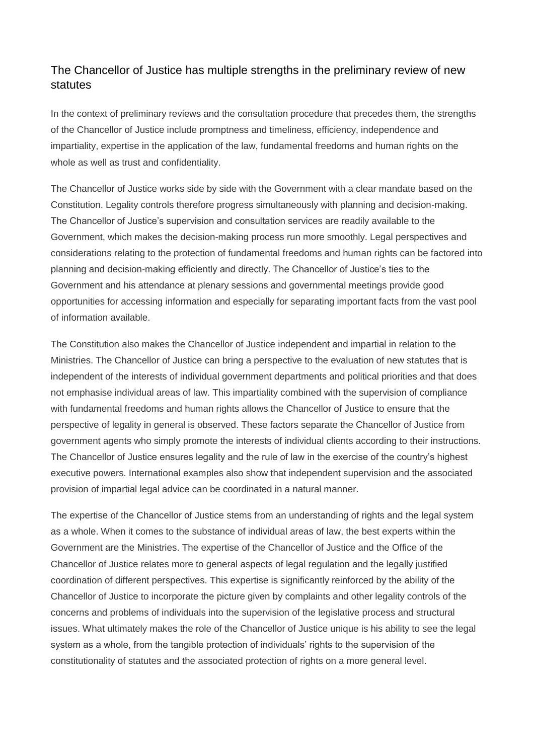## The Chancellor of Justice has multiple strengths in the preliminary review of new statutes

In the context of preliminary reviews and the consultation procedure that precedes them, the strengths of the Chancellor of Justice include promptness and timeliness, efficiency, independence and impartiality, expertise in the application of the law, fundamental freedoms and human rights on the whole as well as trust and confidentiality.

The Chancellor of Justice works side by side with the Government with a clear mandate based on the Constitution. Legality controls therefore progress simultaneously with planning and decision-making. The Chancellor of Justice's supervision and consultation services are readily available to the Government, which makes the decision-making process run more smoothly. Legal perspectives and considerations relating to the protection of fundamental freedoms and human rights can be factored into planning and decision-making efficiently and directly. The Chancellor of Justice's ties to the Government and his attendance at plenary sessions and governmental meetings provide good opportunities for accessing information and especially for separating important facts from the vast pool of information available.

The Constitution also makes the Chancellor of Justice independent and impartial in relation to the Ministries. The Chancellor of Justice can bring a perspective to the evaluation of new statutes that is independent of the interests of individual government departments and political priorities and that does not emphasise individual areas of law. This impartiality combined with the supervision of compliance with fundamental freedoms and human rights allows the Chancellor of Justice to ensure that the perspective of legality in general is observed. These factors separate the Chancellor of Justice from government agents who simply promote the interests of individual clients according to their instructions. The Chancellor of Justice ensures legality and the rule of law in the exercise of the country's highest executive powers. International examples also show that independent supervision and the associated provision of impartial legal advice can be coordinated in a natural manner.

The expertise of the Chancellor of Justice stems from an understanding of rights and the legal system as a whole. When it comes to the substance of individual areas of law, the best experts within the Government are the Ministries. The expertise of the Chancellor of Justice and the Office of the Chancellor of Justice relates more to general aspects of legal regulation and the legally justified coordination of different perspectives. This expertise is significantly reinforced by the ability of the Chancellor of Justice to incorporate the picture given by complaints and other legality controls of the concerns and problems of individuals into the supervision of the legislative process and structural issues. What ultimately makes the role of the Chancellor of Justice unique is his ability to see the legal system as a whole, from the tangible protection of individuals' rights to the supervision of the constitutionality of statutes and the associated protection of rights on a more general level.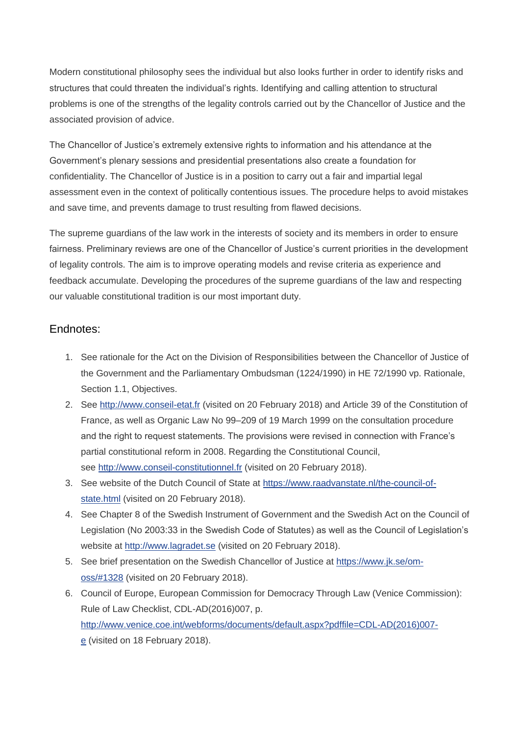Modern constitutional philosophy sees the individual but also looks further in order to identify risks and structures that could threaten the individual's rights. Identifying and calling attention to structural problems is one of the strengths of the legality controls carried out by the Chancellor of Justice and the associated provision of advice.

The Chancellor of Justice's extremely extensive rights to information and his attendance at the Government's plenary sessions and presidential presentations also create a foundation for confidentiality. The Chancellor of Justice is in a position to carry out a fair and impartial legal assessment even in the context of politically contentious issues. The procedure helps to avoid mistakes and save time, and prevents damage to trust resulting from flawed decisions.

The supreme guardians of the law work in the interests of society and its members in order to ensure fairness. Preliminary reviews are one of the Chancellor of Justice's current priorities in the development of legality controls. The aim is to improve operating models and revise criteria as experience and feedback accumulate. Developing the procedures of the supreme guardians of the law and respecting our valuable constitutional tradition is our most important duty.

## Endnotes:

1. See rationale for the Act on the Division of Responsibilities between the Chancellor of Justice of the Government and the Parliamentary Ombudsman (1224/1990) in HE 72/1990 vp. Rationale, Section 1.1, Objectives.
2. See [http://www.conseil-etat.fr](http://www.conseil-etat.fr) (visited on 20 February 2018) and Article 39 of the Constitution of France, as well as Organic Law No 99–209 of 19 March 1999 on the consultation procedure and the right to request statements. The provisions were revised in connection with France's partial constitutional reform in 2008. Regarding the Constitutional Council, see [http://www.conseil-constitutionnel.fr](http://www.conseil-constitutionnel.fr) (visited on 20 February 2018).
3. See website of the Dutch Council of State at [https://www.raadvanstate.nl/the-council-of-state.html](https://www.raadvanstate.nl/the-council-of-state.html) (visited on 20 February 2018).
4. See Chapter 8 of the Swedish Instrument of Government and the Swedish Act on the Council of Legislation (No 2003:33 in the Swedish Code of Statutes) as well as the Council of Legislation's website at [http://www.lagradet.se](http://www.lagradet.se) (visited on 20 February 2018).
5. See brief presentation on the Swedish Chancellor of Justice at [https://www.jk.se/om-oss/#1328](https://www.jk.se/om-oss/#1328) (visited on 20 February 2018).
6. Council of Europe, European Commission for Democracy Through Law (Venice Commission): Rule of Law Checklist, CDL-AD(2016)007, p. [http://www.venice.coe.int/webforms/documents/default.aspx?pdffile=CDL-AD(2016)007-e](http://www.venice.coe.int/webforms/documents/default.aspx?pdffile=CDL-AD(2016)007-e) (visited on 18 February 2018).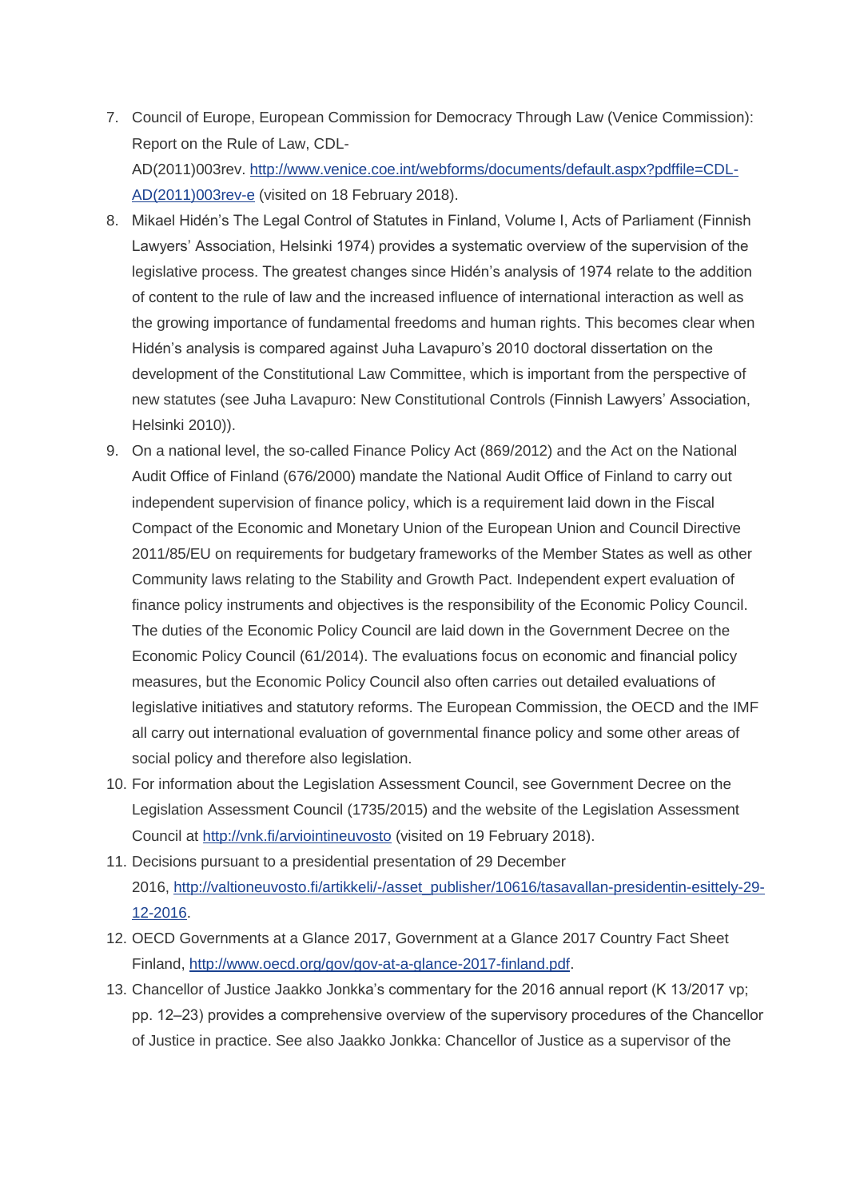7. Council of Europe, European Commission for Democracy Through Law (Venice Commission): Report on the Rule of Law, CDL-AD(2011)003rev. [http://www.venice.coe.int/webforms/documents/default.aspx?pdffile=CDL-AD(2011)003rev-e](http://www.venice.coe.int/webforms/documents/default.aspx?pdffile=CDL-AD(2011)003rev-e) (visited on 18 February 2018).
8. Mikael Hidén's The Legal Control of Statutes in Finland, Volume I, Acts of Parliament (Finnish Lawyers' Association, Helsinki 1974) provides a systematic overview of the supervision of the legislative process. The greatest changes since Hidén's analysis of 1974 relate to the addition of content to the rule of law and the increased influence of international interaction as well as the growing importance of fundamental freedoms and human rights. This becomes clear when Hidén's analysis is compared against Juha Lavapuro's 2010 doctoral dissertation on the development of the Constitutional Law Committee, which is important from the perspective of new statutes (see Juha Lavapuro: New Constitutional Controls (Finnish Lawyers' Association, Helsinki 2010)).
9. On a national level, the so-called Finance Policy Act (869/2012) and the Act on the National Audit Office of Finland (676/2000) mandate the National Audit Office of Finland to carry out independent supervision of finance policy, which is a requirement laid down in the Fiscal Compact of the Economic and Monetary Union of the European Union and Council Directive 2011/85/EU on requirements for budgetary frameworks of the Member States as well as other Community laws relating to the Stability and Growth Pact. Independent expert evaluation of finance policy instruments and objectives is the responsibility of the Economic Policy Council. The duties of the Economic Policy Council are laid down in the Government Decree on the Economic Policy Council (61/2014). The evaluations focus on economic and financial policy measures, but the Economic Policy Council also often carries out detailed evaluations of legislative initiatives and statutory reforms. The European Commission, the OECD and the IMF all carry out international evaluation of governmental finance policy and some other areas of social policy and therefore also legislation.
10. For information about the Legislation Assessment Council, see Government Decree on the Legislation Assessment Council (1735/2015) and the website of the Legislation Assessment Council at [http://vnk.fi/arviointineuvosto](http://vnk.fi/arviointineuvosto) (visited on 19 February 2018).
11. Decisions pursuant to a presidential presentation of 29 December 2016, [http://valtioneuvosto.fi/artikkeli/-/asset_publisher/10616/tasavallan-presidentin-esittely-29-12-2016](http://valtioneuvosto.fi/artikkeli/-/asset_publisher/10616/tasavallan-presidentin-esittely-29-12-2016).
12. OECD Governments at a Glance 2017, Government at a Glance 2017 Country Fact Sheet Finland, [http://www.oecd.org/gov/gov-at-a-glance-2017-finland.pdf](http://www.oecd.org/gov/gov-at-a-glance-2017-finland.pdf).
13. Chancellor of Justice Jaakko Jonkka's commentary for the 2016 annual report (K 13/2017 vp; pp. 12–23) provides a comprehensive overview of the supervisory procedures of the Chancellor of Justice in practice. See also Jaakko Jonkka: Chancellor of Justice as a supervisor of the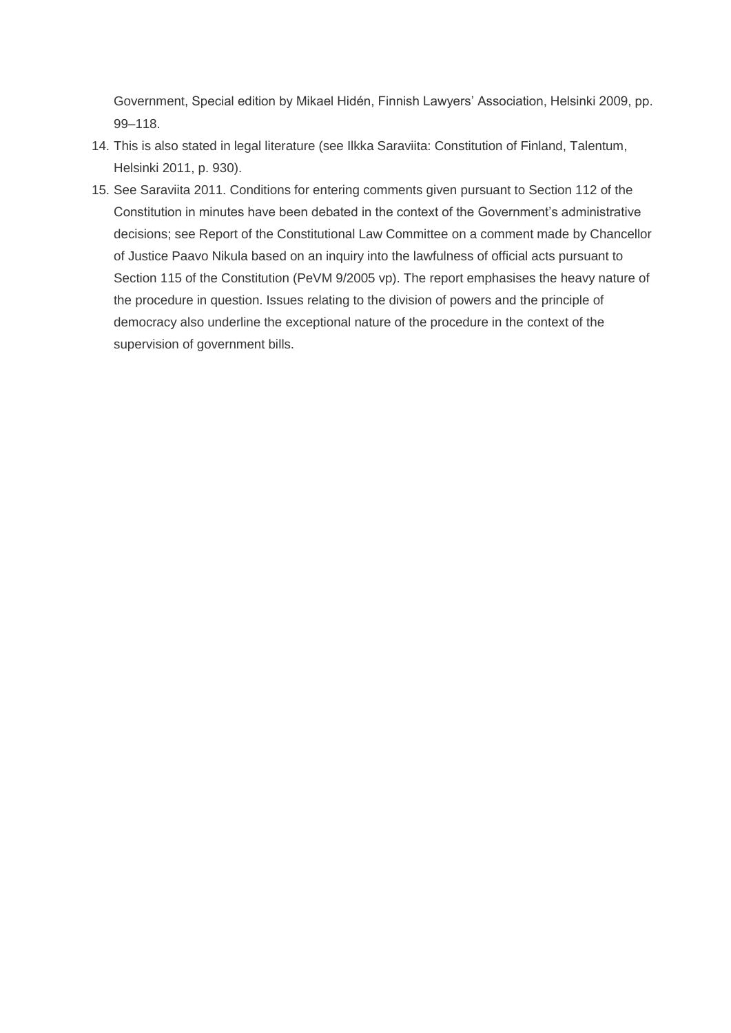Government, Special edition by Mikael Hidén, Finnish Lawyers' Association, Helsinki 2009, pp. 99–118.

14. This is also stated in legal literature (see Ilkka Saraviita: Constitution of Finland, Talentum, Helsinki 2011, p. 930).
15. See Saraviita 2011. Conditions for entering comments given pursuant to Section 112 of the Constitution in minutes have been debated in the context of the Government's administrative decisions; see Report of the Constitutional Law Committee on a comment made by Chancellor of Justice Paavo Nikula based on an inquiry into the lawfulness of official acts pursuant to Section 115 of the Constitution (PeVM 9/2005 vp). The report emphasises the heavy nature of the procedure in question. Issues relating to the division of powers and the principle of democracy also underline the exceptional nature of the procedure in the context of the supervision of government bills.